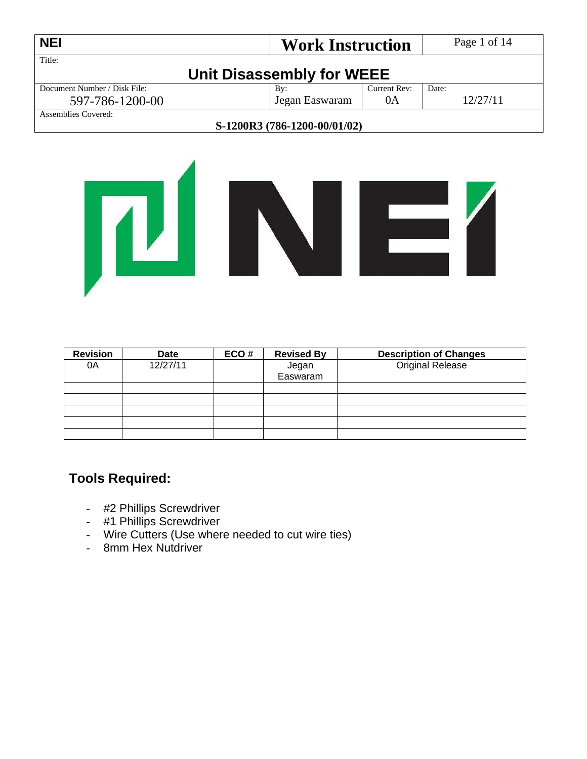| NEI | Work Instruction | | |
|---|---|---|---|
| Title: **Unit Disassembly for WEEE** | | | |
| Document Number / Disk File: 597-786-1200-00 | By: Jegan Easwaram | Current Rev: 0A | Date: 12/27/11 |
| Assemblies Covered: **S-1200R3 (786-1200-00/01/02)** | | | |

| Revision | Date | ECO # | Revised By | Description of Changes |
|---|---|---|---|---|
| 0A | 12/27/11 | | Jegan Easwaram | Original Release |
| | | | | |
| | | | | |
| | | | | |
| | | | | |
| | | | | |

## Tools Required:

- #2 Phillips Screwdriver
- #1 Phillips Screwdriver
- Wire Cutters (Use where needed to cut wire ties)
- 8mm Hex Nutdriver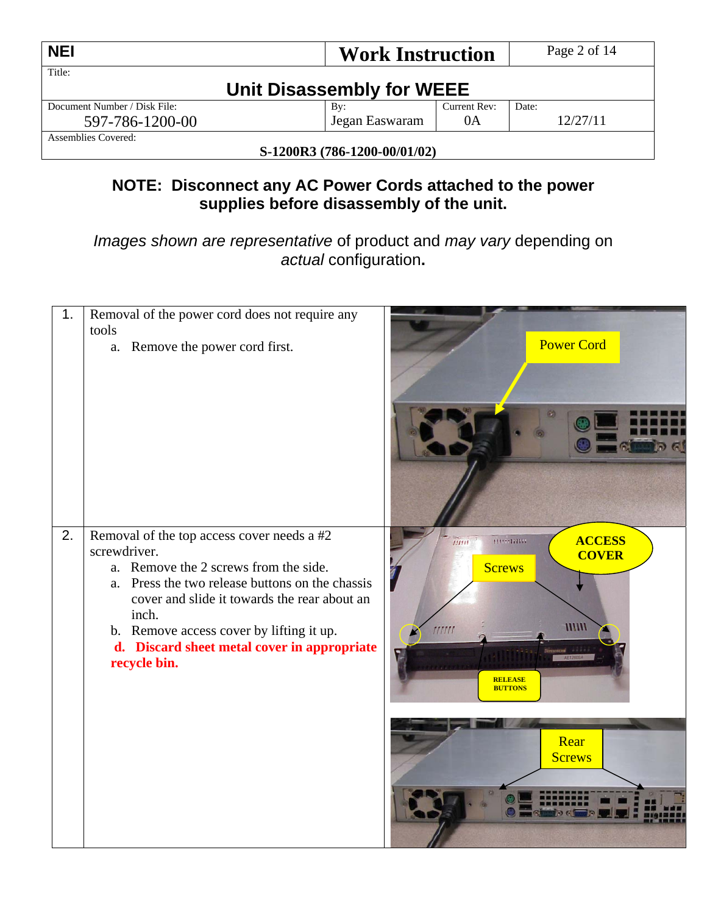| NEI | Work Instruction | | Page 2 of 14 |
|---|---|---|---|
| Title: **Unit Disassembly for WEEE** | | | |
| Document Number / Disk File: 597-786-1200-00 | By: Jegan Easwaram | Current Rev: 0A | Date: 12/27/11 |
| Assemblies Covered: **S-1200R3 (786-1200-00/01/02)** | | | |

**NOTE: Disconnect any AC Power Cords attached to the power supplies before disassembly of the unit.**

*Images shown are representative* of product and *may vary* depending on *actual* configuration**.**

| | | |
|---|---|---|
| 1. | Removal of the power cord does not require any tools<br>a. Remove the power cord first. | Power Cord |
| 2. | Removal of the top access cover needs a #2 screwdriver.<br>a. Remove the 2 screws from the side.<br>a. Press the two release buttons on the chassis cover and slide it towards the rear about an inch.<br>b. Remove access cover by lifting it up.<br>**d. Discard sheet metal cover in appropriate recycle bin.** | ACCESS COVER<br>Screws<br>RELEASE BUTTONS<br>Rear Screws |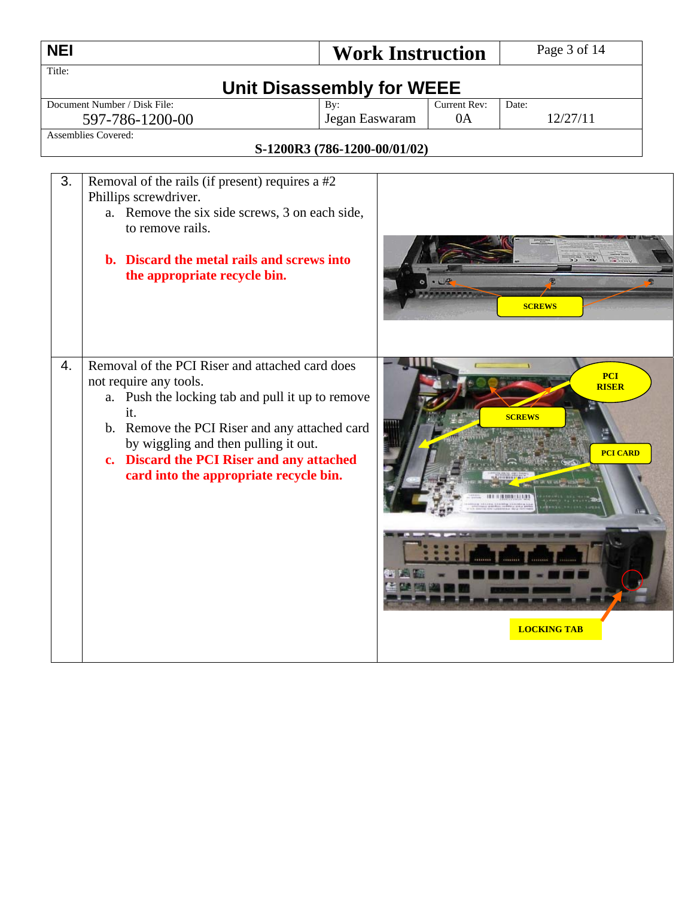| NEI | Work Instruction | |
|---|---|---|
| Title: **Unit Disassembly for WEEE** | | |
| Document Number / Disk File: 597-786-1200-00 | By: Jegan Easwaram | Current Rev: 0A | Date: 12/27/11 |
| Assemblies Covered: **S-1200R3 (786-1200-00/01/02)** | | |

| | | |
|---|---|---|
| 3. | Removal of the rails (if present) requires a #2 Phillips screwdriver.<br>a. Remove the six side screws, 3 on each side, to remove rails.<br>**b. Discard the metal rails and screws into the appropriate recycle bin.** | SCREWS |
| 4. | Removal of the PCI Riser and attached card does not require any tools.<br>a. Push the locking tab and pull it up to remove it.<br>b. Remove the PCI Riser and any attached card by wiggling and then pulling it out.<br>**c. Discard the PCI Riser and any attached card into the appropriate recycle bin.** | PCI RISER<br>SCREWS<br>PCI CARD<br>LOCKING TAB |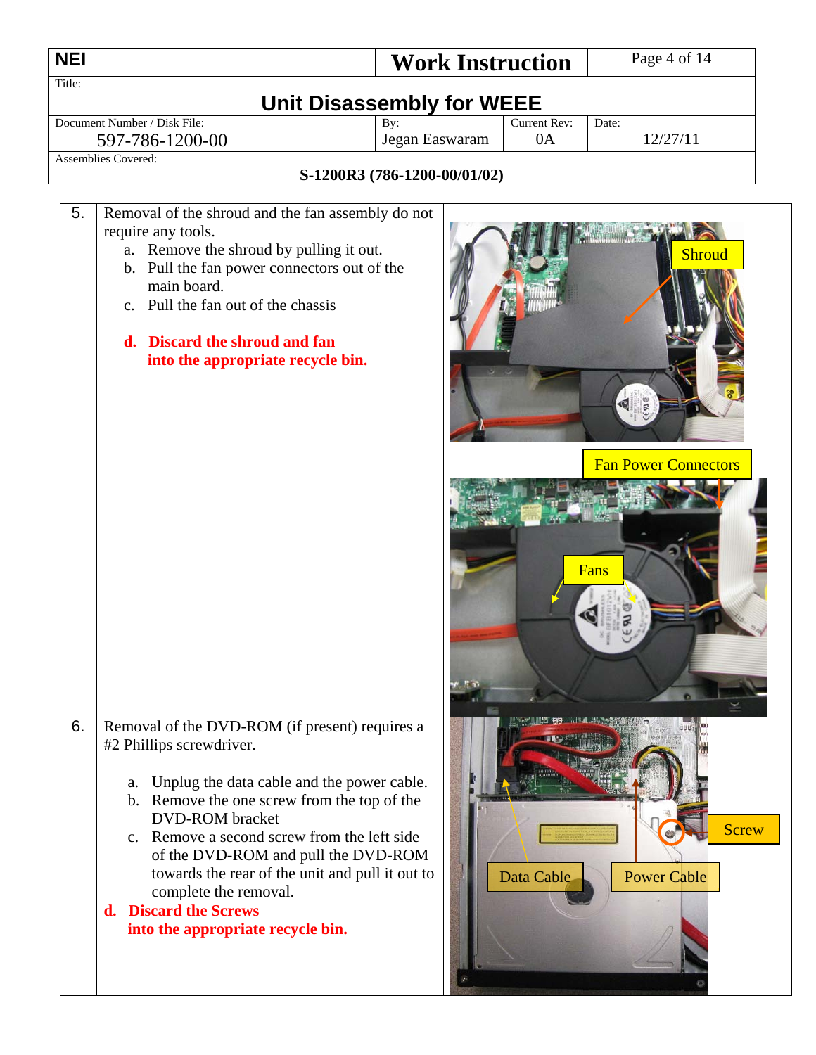| NEI | Work Instruction | |
|---|---|---|
| Title: **Unit Disassembly for WEEE** | | |
| Document Number / Disk File: 597-786-1200-00 | By: Jegan Easwaram | Current Rev: 0A | Date: 12/27/11 |
| Assemblies Covered: **S-1200R3 (786-1200-00/01/02)** | | |

| | | |
|---|---|---|
| 5. | Removal of the shroud and the fan assembly do not require any tools.<br>a. Remove the shroud by pulling it out.<br>b. Pull the fan power connectors out of the main board.<br>c. Pull the fan out of the chassis<br>**d. Discard the shroud and fan into the appropriate recycle bin.** | Shroud<br>Fan Power Connectors<br>Fans |
| 6. | Removal of the DVD-ROM (if present) requires a #2 Phillips screwdriver.<br>a. Unplug the data cable and the power cable.<br>b. Remove the one screw from the top of the DVD-ROM bracket<br>c. Remove a second screw from the left side of the DVD-ROM and pull the DVD-ROM towards the rear of the unit and pull it out to complete the removal.<br>**d. Discard the Screws into the appropriate recycle bin.** | Screw<br>Data Cable<br>Power Cable |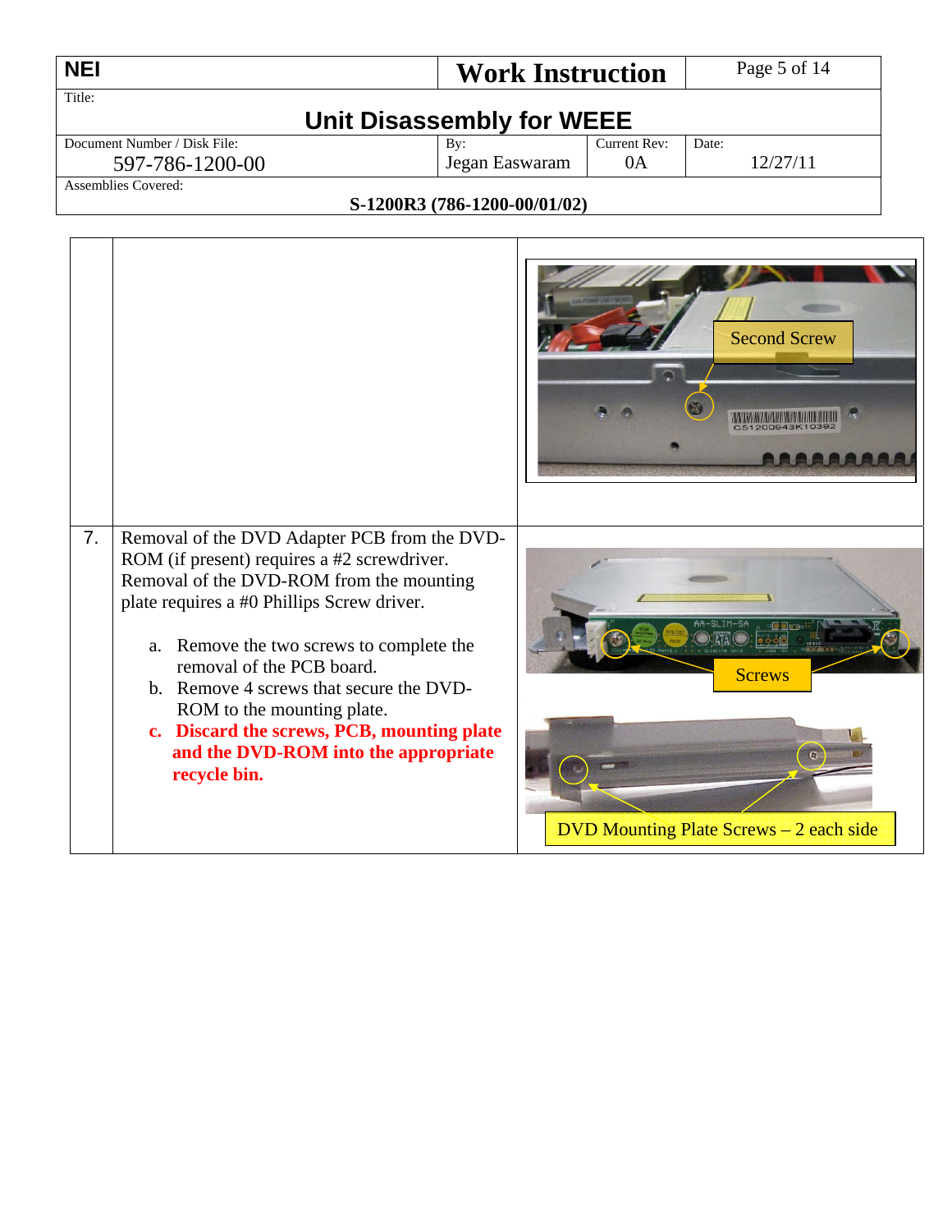| NEI | Work Instruction | | Page 5 of 14 |
|---|---|---|---|
| Title: **Unit Disassembly for WEEE** | | | |
| Document Number / Disk File: 597-786-1200-00 | By: Jegan Easwaram | Current Rev: 0A | Date: 12/27/11 |
| Assemblies Covered: **S-1200R3 (786-1200-00/01/02)** | | | |

| | | |
|---|---|---|
| | | Second Screw |
| 7. | Removal of the DVD Adapter PCB from the DVD-ROM (if present) requires a #2 screwdriver. Removal of the DVD-ROM from the mounting plate requires a #0 Phillips Screw driver.<br><br>a. Remove the two screws to complete the removal of the PCB board.<br>b. Remove 4 screws that secure the DVD-ROM to the mounting plate.<br>**c. Discard the screws, PCB, mounting plate and the DVD-ROM into the appropriate recycle bin.** | Screws<br><br>DVD Mounting Plate Screws – 2 each side |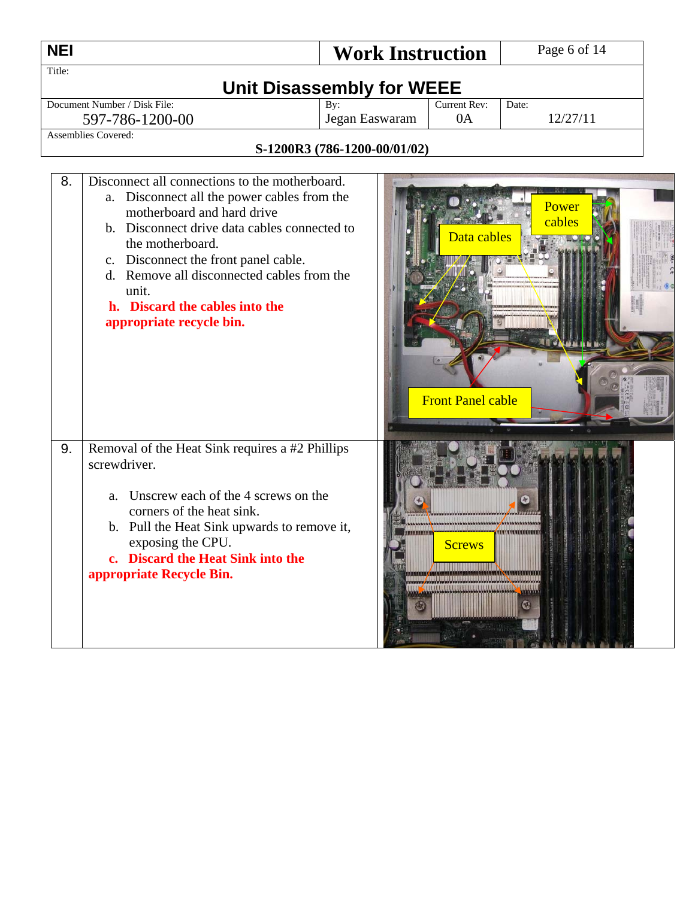| NEI | Work Instruction | | Page 6 of 14 |
|---|---|---|---|
| Title: **Unit Disassembly for WEEE** | | | |
| Document Number / Disk File: 597-786-1200-00 | By: Jegan Easwaram | Current Rev: 0A | Date: 12/27/11 |
| Assemblies Covered: **S-1200R3 (786-1200-00/01/02)** | | | |

| Step | Instruction | Photo |
|---|---|---|
| 8. | Disconnect all connections to the motherboard.<br>a. Disconnect all the power cables from the motherboard and hard drive<br>b. Disconnect drive data cables connected to the motherboard.<br>c. Disconnect the front panel cable.<br>d. Remove all disconnected cables from the unit.<br>**h. Discard the cables into the appropriate recycle bin.** | Power cables<br>Data cables<br>Front Panel cable |
| 9. | Removal of the Heat Sink requires a #2 Phillips screwdriver.<br>a. Unscrew each of the 4 screws on the corners of the heat sink.<br>b. Pull the Heat Sink upwards to remove it, exposing the CPU.<br>**c. Discard the Heat Sink into the appropriate Recycle Bin.** | Screws |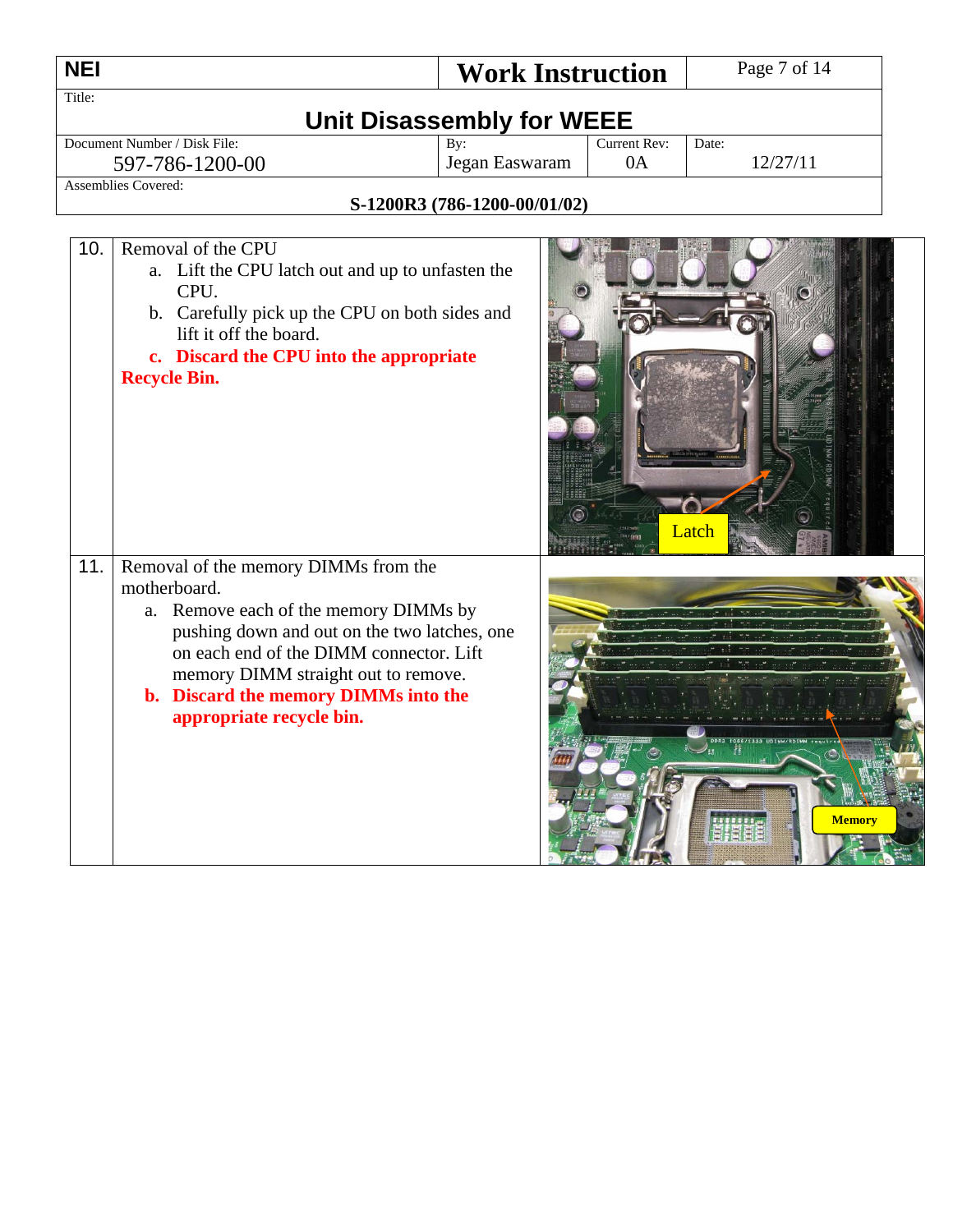| NEI | Work Instruction | | |
|---|---|---|---|
| Title: **Unit Disassembly for WEEE** | | | |
| Document Number / Disk File: 597-786-1200-00 | By: Jegan Easwaram | Current Rev: 0A | Date: 12/27/11 |
| Assemblies Covered: **S-1200R3 (786-1200-00/01/02)** | | | |

| | | |
|---|---|---|
| 10. | Removal of the CPU<br>a. Lift the CPU latch out and up to unfasten the CPU.<br>b. Carefully pick up the CPU on both sides and lift it off the board.<br>**c. Discard the CPU into the appropriate Recycle Bin.** | Latch |
| 11. | Removal of the memory DIMMs from the motherboard.<br>a. Remove each of the memory DIMMs by pushing down and out on the two latches, one on each end of the DIMM connector. Lift memory DIMM straight out to remove.<br>**b. Discard the memory DIMMs into the appropriate recycle bin.** | Memory |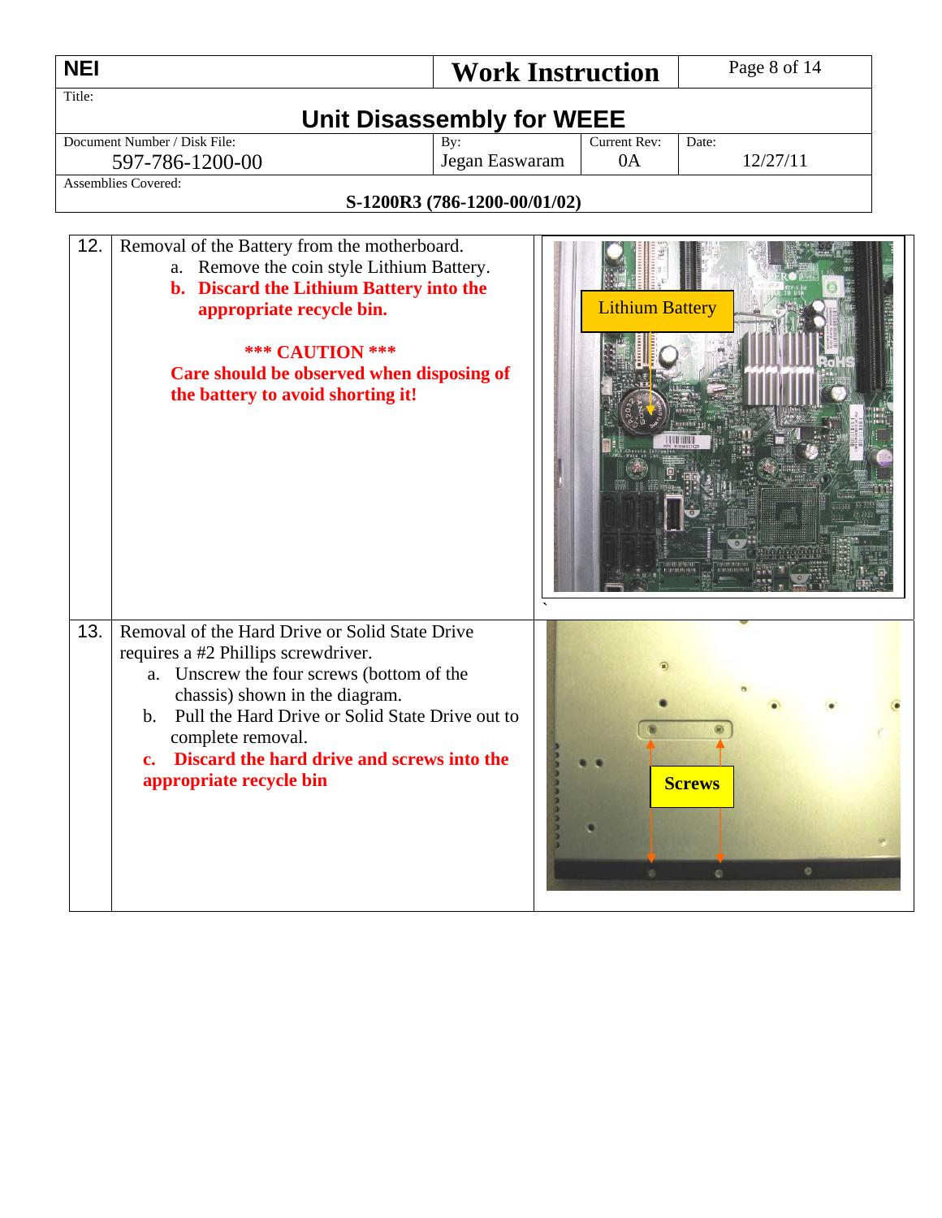| NEI | Work Instruction | |
|---|---|---|
| Title: **Unit Disassembly for WEEE** | | |
| Document Number / Disk File: 597-786-1200-00 | By: Jegan Easwaram | Current Rev: 0A | Date: 12/27/11 |
| Assemblies Covered: **S-1200R3 (786-1200-00/01/02)** | | |

| | | |
|---|---|---|
| 12. | Removal of the Battery from the motherboard.<br>a. Remove the coin style Lithium Battery.<br>**b. Discard the Lithium Battery into the appropriate recycle bin.**<br><br>**\*\*\* CAUTION \*\*\***<br>**Care should be observed when disposing of the battery to avoid shorting it!** | Lithium Battery |
| 13. | Removal of the Hard Drive or Solid State Drive requires a #2 Phillips screwdriver.<br>a. Unscrew the four screws (bottom of the chassis) shown in the diagram.<br>b. Pull the Hard Drive or Solid State Drive out to complete removal.<br>**c. Discard the hard drive and screws into the appropriate recycle bin** | Screws |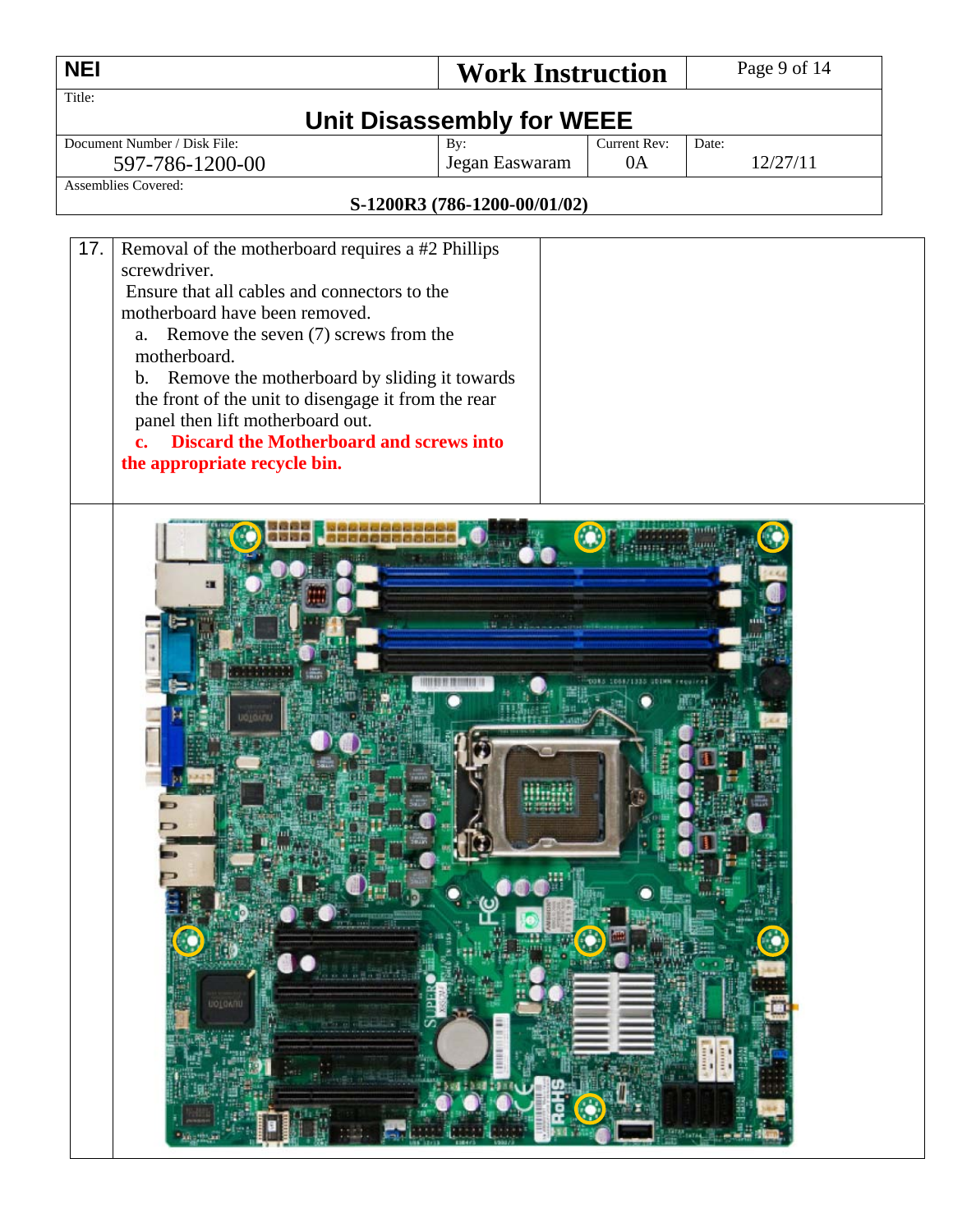| NEI | Work Instruction | | |
| --- | --- | --- | --- |
| Title: **Unit Disassembly for WEEE** | | | |
| Document Number / Disk File: 597-786-1200-00 | By: Jegan Easwaram | Current Rev: 0A | Date: 12/27/11 |
| Assemblies Covered: **S-1200R3 (786-1200-00/01/02)** | | | |

| | | |
| --- | --- | --- |
| 17. | Removal of the motherboard requires a #2 Phillips screwdriver.<br>Ensure that all cables and connectors to the motherboard have been removed.<br>a. Remove the seven (7) screws from the motherboard.<br>b. Remove the motherboard by sliding it towards the front of the unit to disengage it from the rear panel then lift motherboard out.<br>**c. Discard the Motherboard and screws into the appropriate recycle bin.** | |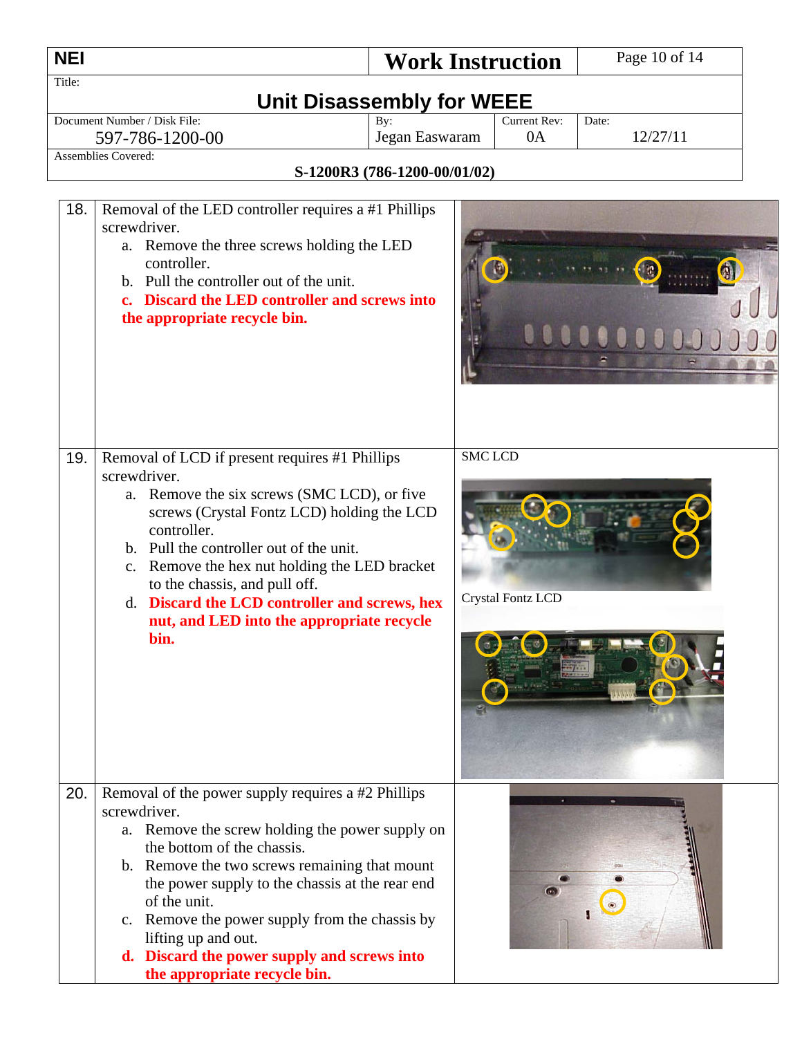| **NEI** | **Work Instruction** | | Page 10 of 14 |
|---|---|---|---|
| Title: **Unit Disassembly for WEEE** | | | |
| Document Number / Disk File: 597-786-1200-00 | By: Jegan Easwaram | Current Rev: 0A | Date: 12/27/11 |
| Assemblies Covered: **S-1200R3 (786-1200-00/01/02)** | | | |

| | | |
|---|---|---|
| 18. | Removal of the LED controller requires a #1 Phillips screwdriver.<br>a. Remove the three screws holding the LED controller.<br>b. Pull the controller out of the unit.<br>**c. Discard the LED controller and screws into the appropriate recycle bin.** | |
| 19. | Removal of LCD if present requires #1 Phillips screwdriver.<br>a. Remove the six screws (SMC LCD), or five screws (Crystal Fontz LCD) holding the LCD controller.<br>b. Pull the controller out of the unit.<br>c. Remove the hex nut holding the LED bracket to the chassis, and pull off.<br>d. **Discard the LCD controller and screws, hex nut, and LED into the appropriate recycle bin.** | SMC LCD<br><br>Crystal Fontz LCD |
| 20. | Removal of the power supply requires a #2 Phillips screwdriver.<br>a. Remove the screw holding the power supply on the bottom of the chassis.<br>b. Remove the two screws remaining that mount the power supply to the chassis at the rear end of the unit.<br>c. Remove the power supply from the chassis by lifting up and out.<br>**d. Discard the power supply and screws into the appropriate recycle bin.** | |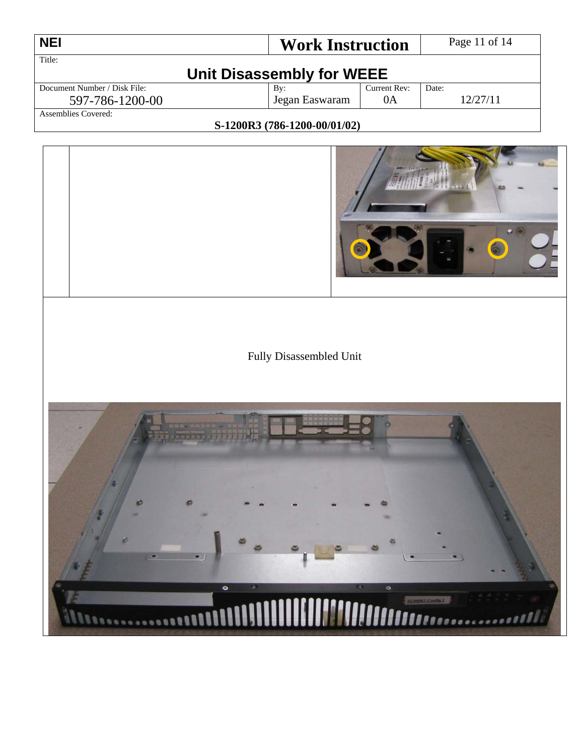| NEI | Work Instruction | | |
|---|---|---|---|
| Title: **Unit Disassembly for WEEE** | | | |
| Document Number / Disk File: 597-786-1200-00 | By: Jegan Easwaram | Current Rev: 0A | Date: 12/27/11 |
| Assemblies Covered: **S-1200R3 (786-1200-00/01/02)** | | | |

Fully Disassembled Unit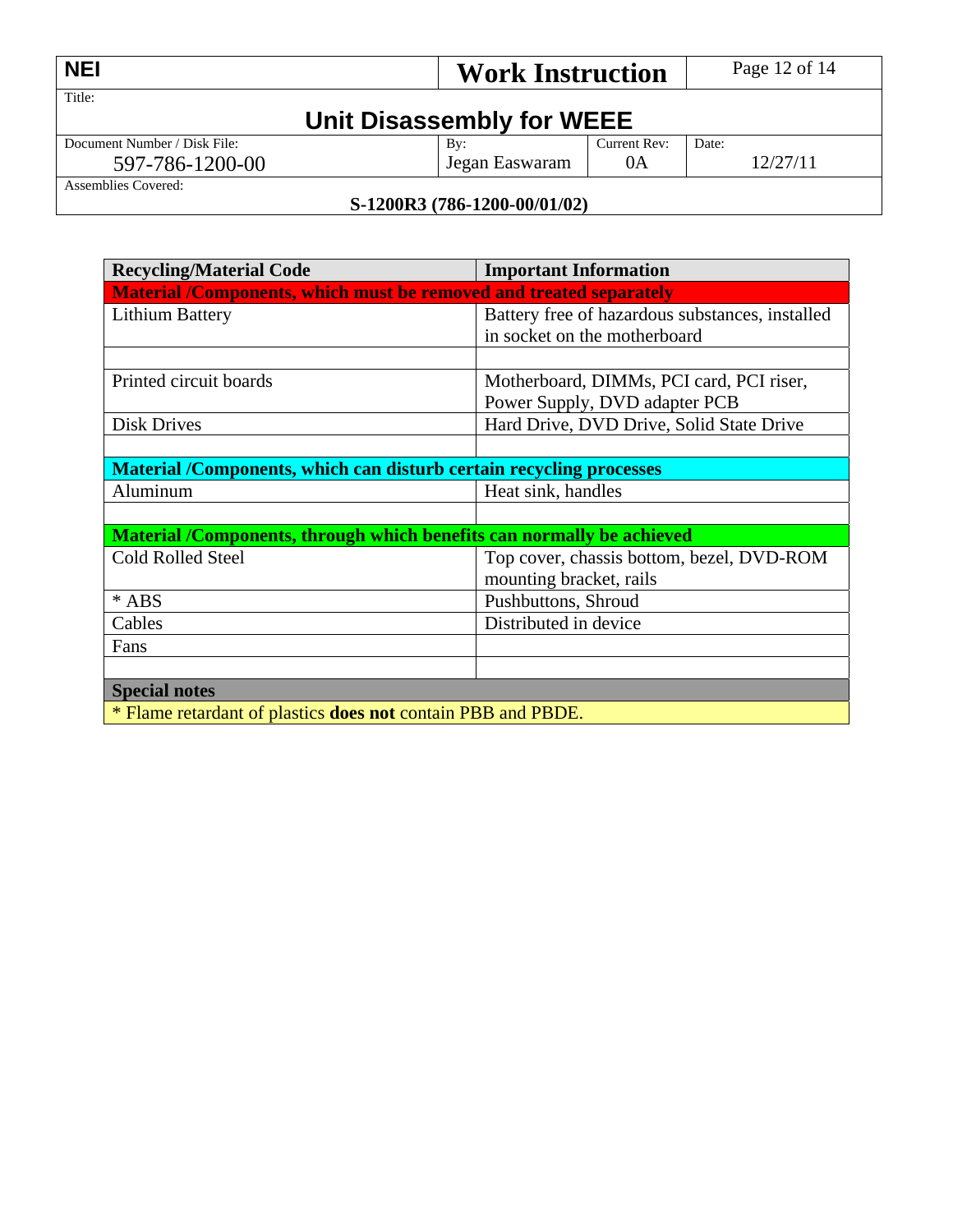| Recycling/Material Code | Important Information |
|---|---|
| **Material /Components, which must be removed and treated separately** | |
| Lithium Battery | Battery free of hazardous substances, installed in socket on the motherboard |
| | |
| Printed circuit boards | Motherboard, DIMMs, PCI card, PCI riser, Power Supply, DVD adapter PCB |
| Disk Drives | Hard Drive, DVD Drive, Solid State Drive |
| | |
| **Material /Components, which can disturb certain recycling processes** | |
| Aluminum | Heat sink, handles |
| | |
| **Material /Components, through which benefits can normally be achieved** | |
| Cold Rolled Steel | Top cover, chassis bottom, bezel, DVD-ROM mounting bracket, rails |
| * ABS | Pushbuttons, Shroud |
| Cables | Distributed in device |
| Fans | |
| | |
| **Special notes** | |
| * Flame retardant of plastics **does not** contain PBB and PBDE. | |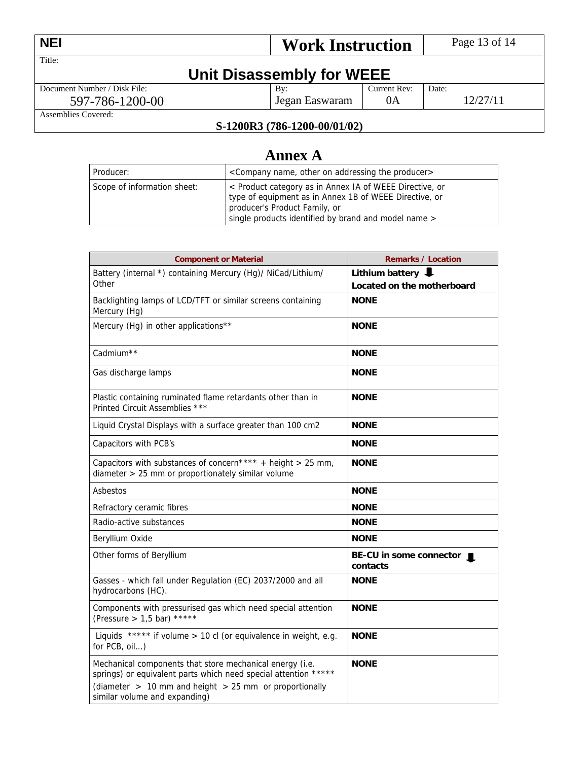# Annex A

| Producer: | <Company name, other on addressing the producer> |
|---|---|
| Scope of information sheet: | < Product category as in Annex IA of WEEE Directive, or type of equipment as in Annex 1B of WEEE Directive, or producer's Product Family, or single products identified by brand and model name > |

| Component or Material | Remarks / Location |
|---|---|
| Battery (internal *) containing Mercury (Hg)/ NiCad/Lithium/ Other | **Lithium battery ⬇ Located on the motherboard** |
| Backlighting lamps of LCD/TFT or similar screens containing Mercury (Hg) | **NONE** |
| Mercury (Hg) in other applications** | **NONE** |
| Cadmium** | **NONE** |
| Gas discharge lamps | **NONE** |
| Plastic containing ruminated flame retardants other than in Printed Circuit Assemblies *** | **NONE** |
| Liquid Crystal Displays with a surface greater than 100 cm2 | **NONE** |
| Capacitors with PCB's | **NONE** |
| Capacitors with substances of concern**** + height > 25 mm, diameter > 25 mm or proportionately similar volume | **NONE** |
| Asbestos | **NONE** |
| Refractory ceramic fibres | **NONE** |
| Radio-active substances | **NONE** |
| Beryllium Oxide | **NONE** |
| Other forms of Beryllium | **BE-CU in some connector ⬇ contacts** |
| Gasses - which fall under Regulation (EC) 2037/2000 and all hydrocarbons (HC). | **NONE** |
| Components with pressurised gas which need special attention (Pressure > 1,5 bar) ***** | **NONE** |
| Liquids ***** if volume > 10 cl (or equivalence in weight, e.g. for PCB, oil...) | **NONE** |
| Mechanical components that store mechanical energy (i.e. springs) or equivalent parts which need special attention ***** (diameter > 10 mm and height > 25 mm or proportionally similar volume and expanding) | **NONE** |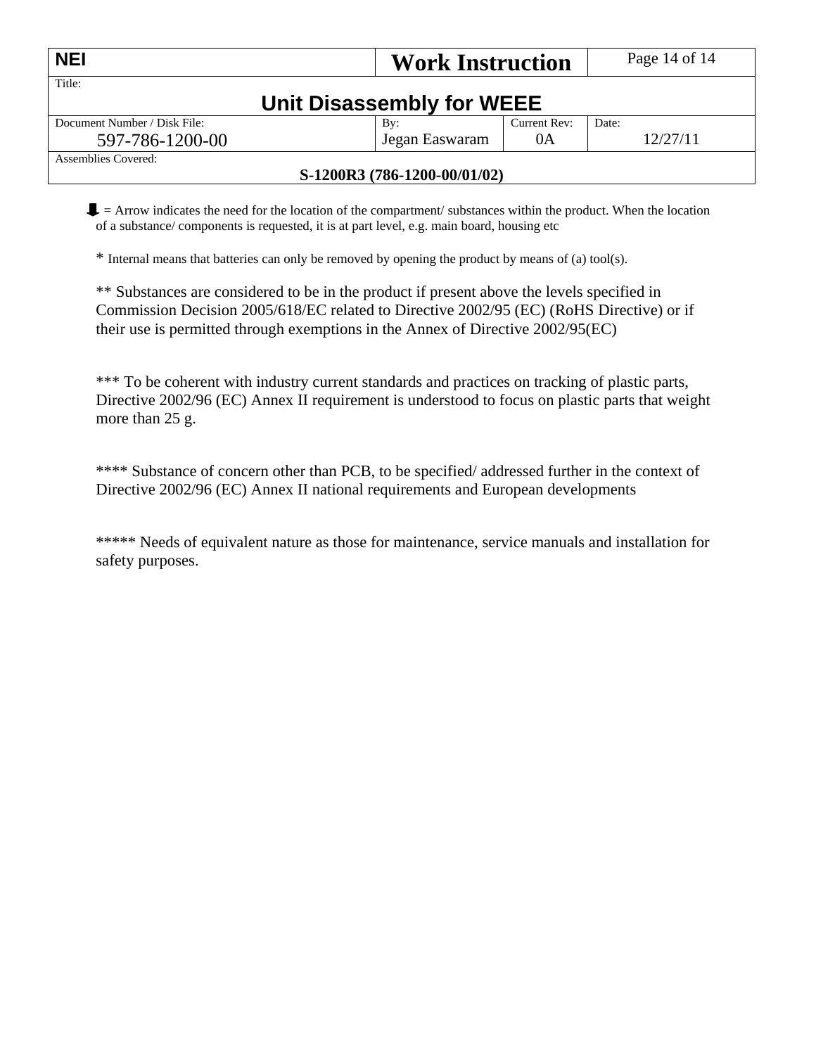⬇ = Arrow indicates the need for the location of the compartment/ substances within the product. When the location of a substance/ components is requested, it is at part level, e.g. main board, housing etc

* Internal means that batteries can only be removed by opening the product by means of (a) tool(s).

** Substances are considered to be in the product if present above the levels specified in Commission Decision 2005/618/EC related to Directive 2002/95 (EC) (RoHS Directive) or if their use is permitted through exemptions in the Annex of Directive 2002/95(EC)

*** To be coherent with industry current standards and practices on tracking of plastic parts, Directive 2002/96 (EC) Annex II requirement is understood to focus on plastic parts that weight more than 25 g.

**** Substance of concern other than PCB, to be specified/ addressed further in the context of Directive 2002/96 (EC) Annex II national requirements and European developments

***** Needs of equivalent nature as those for maintenance, service manuals and installation for safety purposes.